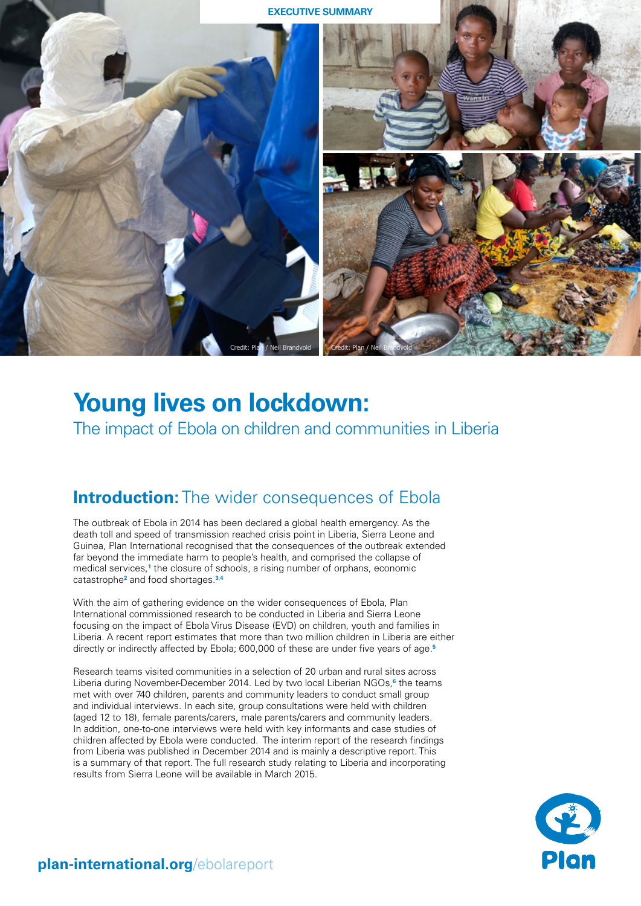EXECUTIVE SUMMARY

Credit: Plan / Neil Brandvold

Credit: Plan / Neil Brandvold

# Young lives on lockdown:

The impact of Ebola on children and communities in Liberia

## Introduction: The wider consequences of Ebola

The outbreak of Ebola in 2014 has been declared a global health emergency. As the death toll and speed of transmission reached crisis point in Liberia, Sierra Leone and Guinea, Plan International recognised that the consequences of the outbreak extended far beyond the immediate harm to people's health, and comprised the collapse of medical services,[1] the closure of schools, a rising number of orphans, economic catastrophe[2] and food shortages.[3,4]

With the aim of gathering evidence on the wider consequences of Ebola, Plan International commissioned research to be conducted in Liberia and Sierra Leone focusing on the impact of Ebola Virus Disease (EVD) on children, youth and families in Liberia. A recent report estimates that more than two million children in Liberia are either directly or indirectly affected by Ebola; 600,000 of these are under five years of age.[5]

Research teams visited communities in a selection of 20 urban and rural sites across Liberia during November-December 2014. Led by two local Liberian NGOs,[6] the teams met with over 740 children, parents and community leaders to conduct small group and individual interviews. In each site, group consultations were held with children (aged 12 to 18), female parents/carers, male parents/carers and community leaders. In addition, one-to-one interviews were held with key informants and case studies of children affected by Ebola were conducted. The interim report of the research findings from Liberia was published in December 2014 and is mainly a descriptive report. This is a summary of that report. The full research study relating to Liberia and incorporating results from Sierra Leone will be available in March 2015.

plan-international.org/ebolareport

Plan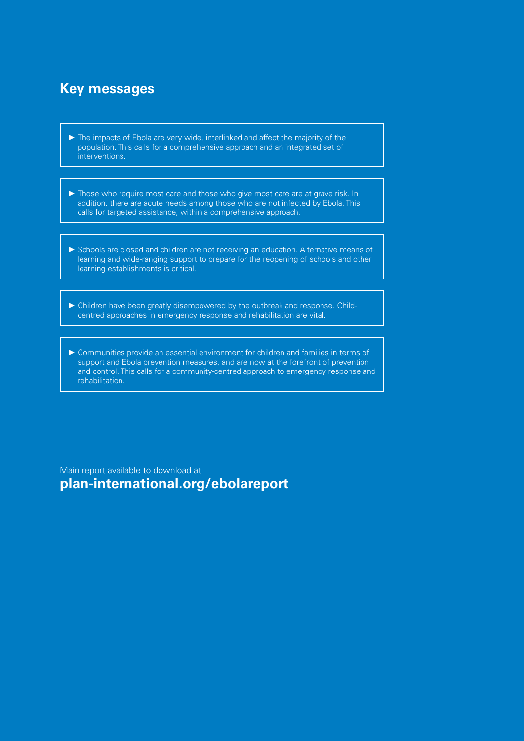## Key messages

- The impacts of Ebola are very wide, interlinked and affect the majority of the population. This calls for a comprehensive approach and an integrated set of interventions.

- Those who require most care and those who give most care are at grave risk. In addition, there are acute needs among those who are not infected by Ebola. This calls for targeted assistance, within a comprehensive approach.

- Schools are closed and children are not receiving an education. Alternative means of learning and wide-ranging support to prepare for the reopening of schools and other learning establishments is critical.

- Children have been greatly disempowered by the outbreak and response. Child-centred approaches in emergency response and rehabilitation are vital.

- Communities provide an essential environment for children and families in terms of support and Ebola prevention measures, and are now at the forefront of prevention and control. This calls for a community-centred approach to emergency response and rehabilitation.

Main report available to download at
**plan-international.org/ebolareport**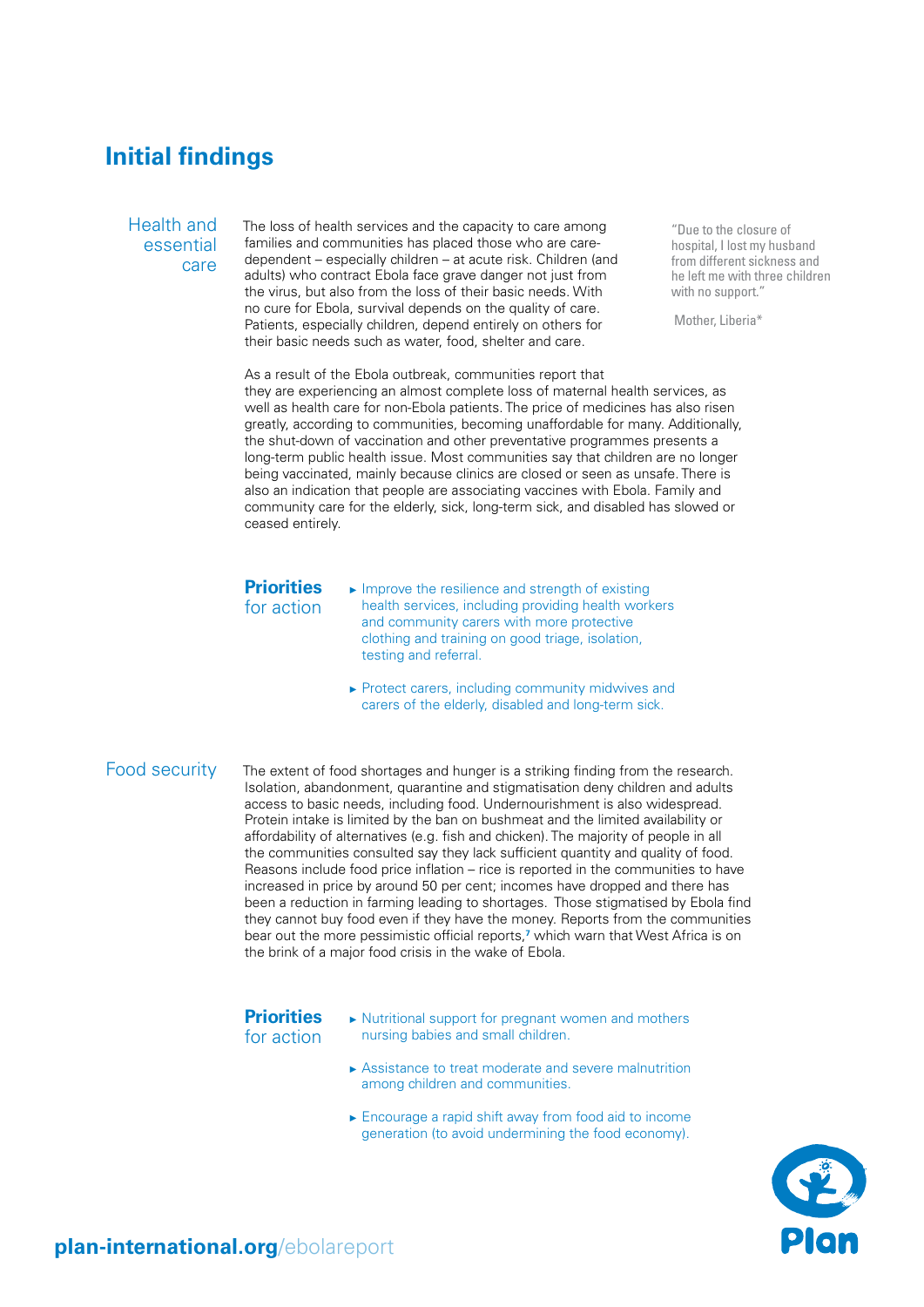# Initial findings

## Health and essential care

The loss of health services and the capacity to care among families and communities has placed those who are care-dependent – especially children – at acute risk. Children (and adults) who contract Ebola face grave danger not just from the virus, but also from the loss of their basic needs. With no cure for Ebola, survival depends on the quality of care. Patients, especially children, depend entirely on others for their basic needs such as water, food, shelter and care.

> "Due to the closure of hospital, I lost my husband from different sickness and he left me with three children with no support."
>
> Mother, Liberia*

As a result of the Ebola outbreak, communities report that they are experiencing an almost complete loss of maternal health services, as well as health care for non-Ebola patients. The price of medicines has also risen greatly, according to communities, becoming unaffordable for many. Additionally, the shut-down of vaccination and other preventative programmes presents a long-term public health issue. Most communities say that children are no longer being vaccinated, mainly because clinics are closed or seen as unsafe. There is also an indication that people are associating vaccines with Ebola. Family and community care for the elderly, sick, long-term sick, and disabled has slowed or ceased entirely.

### Priorities for action

- Improve the resilience and strength of existing health services, including providing health workers and community carers with more protective clothing and training on good triage, isolation, testing and referral.
- Protect carers, including community midwives and carers of the elderly, disabled and long-term sick.

## Food security

The extent of food shortages and hunger is a striking finding from the research. Isolation, abandonment, quarantine and stigmatisation deny children and adults access to basic needs, including food. Undernourishment is also widespread. Protein intake is limited by the ban on bushmeat and the limited availability or affordability of alternatives (e.g. fish and chicken). The majority of people in all the communities consulted say they lack sufficient quantity and quality of food. Reasons include food price inflation – rice is reported in the communities to have increased in price by around 50 per cent; incomes have dropped and there has been a reduction in farming leading to shortages. Those stigmatised by Ebola find they cannot buy food even if they have the money. Reports from the communities bear out the more pessimistic official reports,[7] which warn that West Africa is on the brink of a major food crisis in the wake of Ebola.

### Priorities for action

- Nutritional support for pregnant women and mothers nursing babies and small children.
- Assistance to treat moderate and severe malnutrition among children and communities.
- Encourage a rapid shift away from food aid to income generation (to avoid undermining the food economy).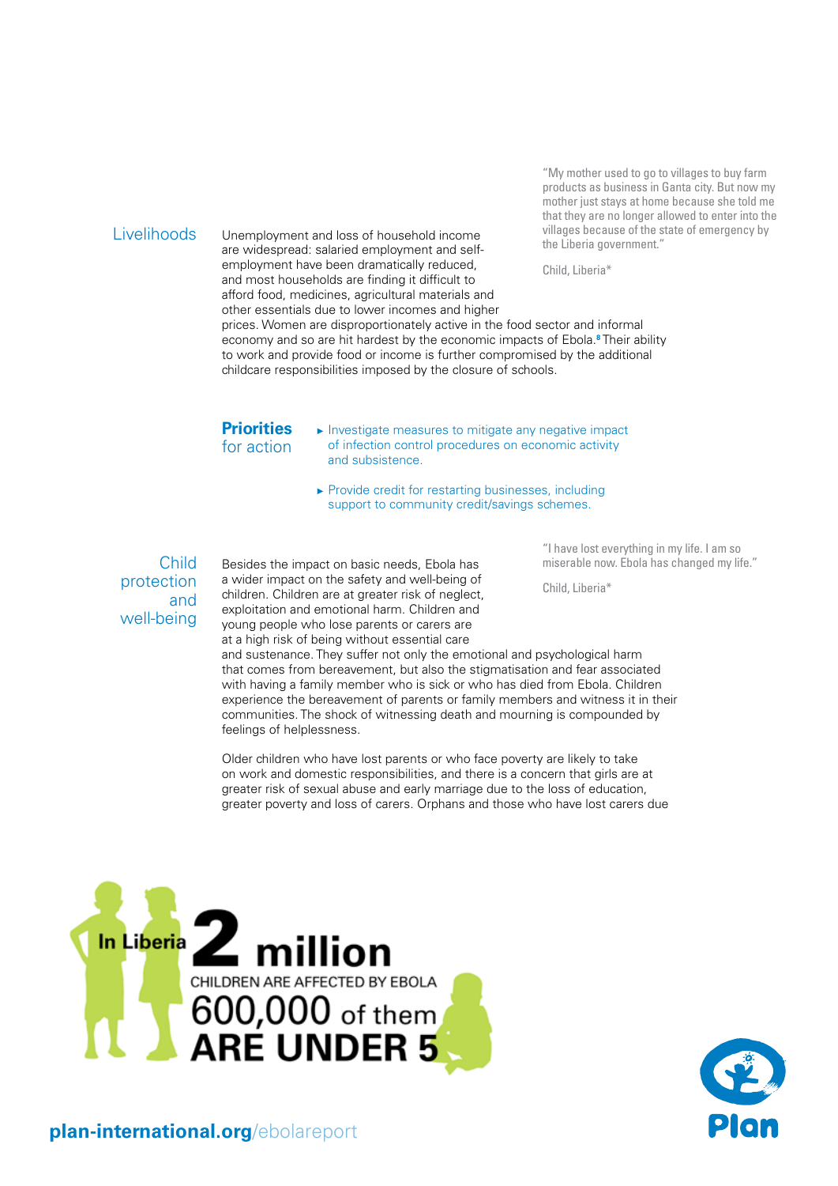## Livelihoods

Unemployment and loss of household income are widespread: salaried employment and self-employment have been dramatically reduced, and most households are finding it difficult to afford food, medicines, agricultural materials and other essentials due to lower incomes and higher prices. Women are disproportionately active in the food sector and informal economy and so are hit hardest by the economic impacts of Ebola.[8] Their ability to work and provide food or income is further compromised by the additional childcare responsibilities imposed by the closure of schools.

> "My mother used to go to villages to buy farm products as business in Ganta city. But now my mother just stays at home because she told me that they are no longer allowed to enter into the villages because of the state of emergency by the Liberia government."
>
> Child, Liberia*

### Priorities for action

- Investigate measures to mitigate any negative impact of infection control procedures on economic activity and subsistence.
- Provide credit for restarting businesses, including support to community credit/savings schemes.

## Child protection and well-being

Besides the impact on basic needs, Ebola has a wider impact on the safety and well-being of children. Children are at greater risk of neglect, exploitation and emotional harm. Children and young people who lose parents or carers are at a high risk of being without essential care and sustenance. They suffer not only the emotional and psychological harm that comes from bereavement, but also the stigmatisation and fear associated with having a family member who is sick or who has died from Ebola. Children experience the bereavement of parents or family members and witness it in their communities. The shock of witnessing death and mourning is compounded by feelings of helplessness.

> "I have lost everything in my life. I am so miserable now. Ebola has changed my life."
>
> Child, Liberia*

Older children who have lost parents or who face poverty are likely to take on work and domestic responsibilities, and there is a concern that girls are at greater risk of sexual abuse and early marriage due to the loss of education, greater poverty and loss of carers. Orphans and those who have lost carers due

**In Liberia 2 million** CHILDREN ARE AFFECTED BY EBOLA **600,000** of them **ARE UNDER 5**

**plan-international.org**/ebolareport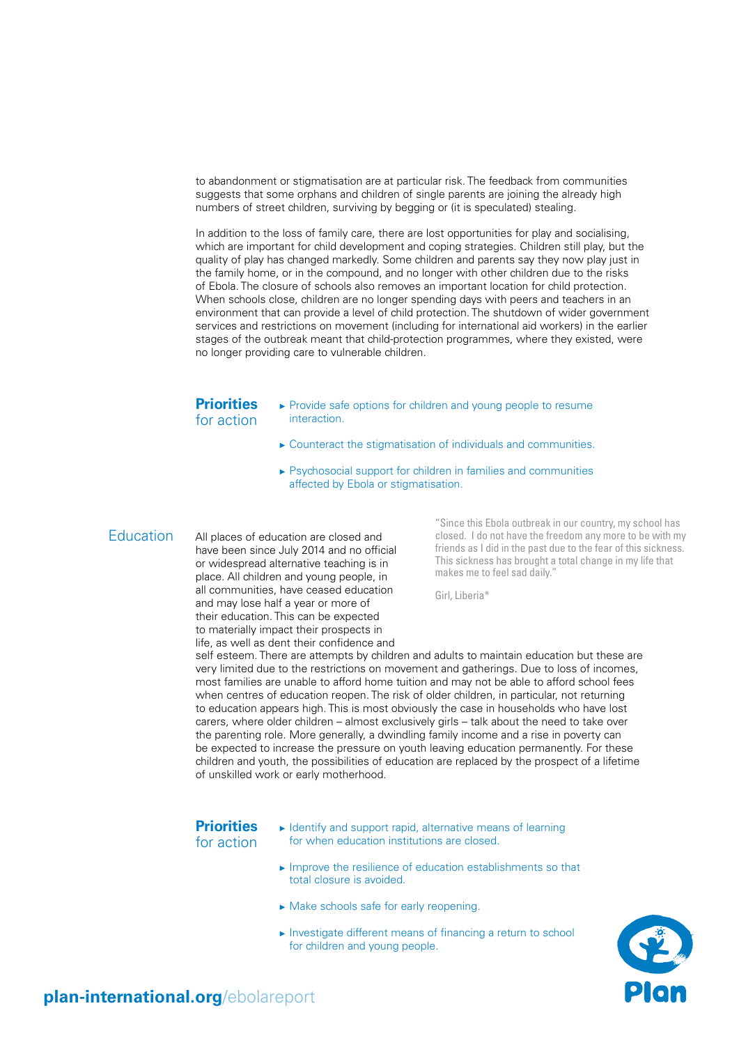to abandonment or stigmatisation are at particular risk. The feedback from communities suggests that some orphans and children of single parents are joining the already high numbers of street children, surviving by begging or (it is speculated) stealing.

In addition to the loss of family care, there are lost opportunities for play and socialising, which are important for child development and coping strategies. Children still play, but the quality of play has changed markedly. Some children and parents say they now play just in the family home, or in the compound, and no longer with other children due to the risks of Ebola. The closure of schools also removes an important location for child protection. When schools close, children are no longer spending days with peers and teachers in an environment that can provide a level of child protection. The shutdown of wider government services and restrictions on movement (including for international aid workers) in the earlier stages of the outbreak meant that child-protection programmes, where they existed, were no longer providing care to vulnerable children.

**Priorities** for action

- Provide safe options for children and young people to resume interaction.
- Counteract the stigmatisation of individuals and communities.
- Psychosocial support for children in families and communities affected by Ebola or stigmatisation.

## Education

All places of education are closed and have been since July 2014 and no official or widespread alternative teaching is in place. All children and young people, in all communities, have ceased education and may lose half a year or more of their education. This can be expected to materially impact their prospects in life, as well as dent their confidence and self esteem. There are attempts by children and adults to maintain education but these are very limited due to the restrictions on movement and gatherings. Due to loss of incomes, most families are unable to afford home tuition and may not be able to afford school fees when centres of education reopen. The risk of older children, in particular, not returning to education appears high. This is most obviously the case in households who have lost carers, where older children – almost exclusively girls – talk about the need to take over the parenting role. More generally, a dwindling family income and a rise in poverty can be expected to increase the pressure on youth leaving education permanently. For these children and youth, the possibilities of education are replaced by the prospect of a lifetime of unskilled work or early motherhood.

> "Since this Ebola outbreak in our country, my school has closed. I do not have the freedom any more to be with my friends as I did in the past due to the fear of this sickness. This sickness has brought a total change in my life that makes me to feel sad daily."
>
> Girl, Liberia*

**Priorities** for action

- Identify and support rapid, alternative means of learning for when education institutions are closed.
- Improve the resilience of education establishments so that total closure is avoided.
- Make schools safe for early reopening.
- Investigate different means of financing a return to school for children and young people.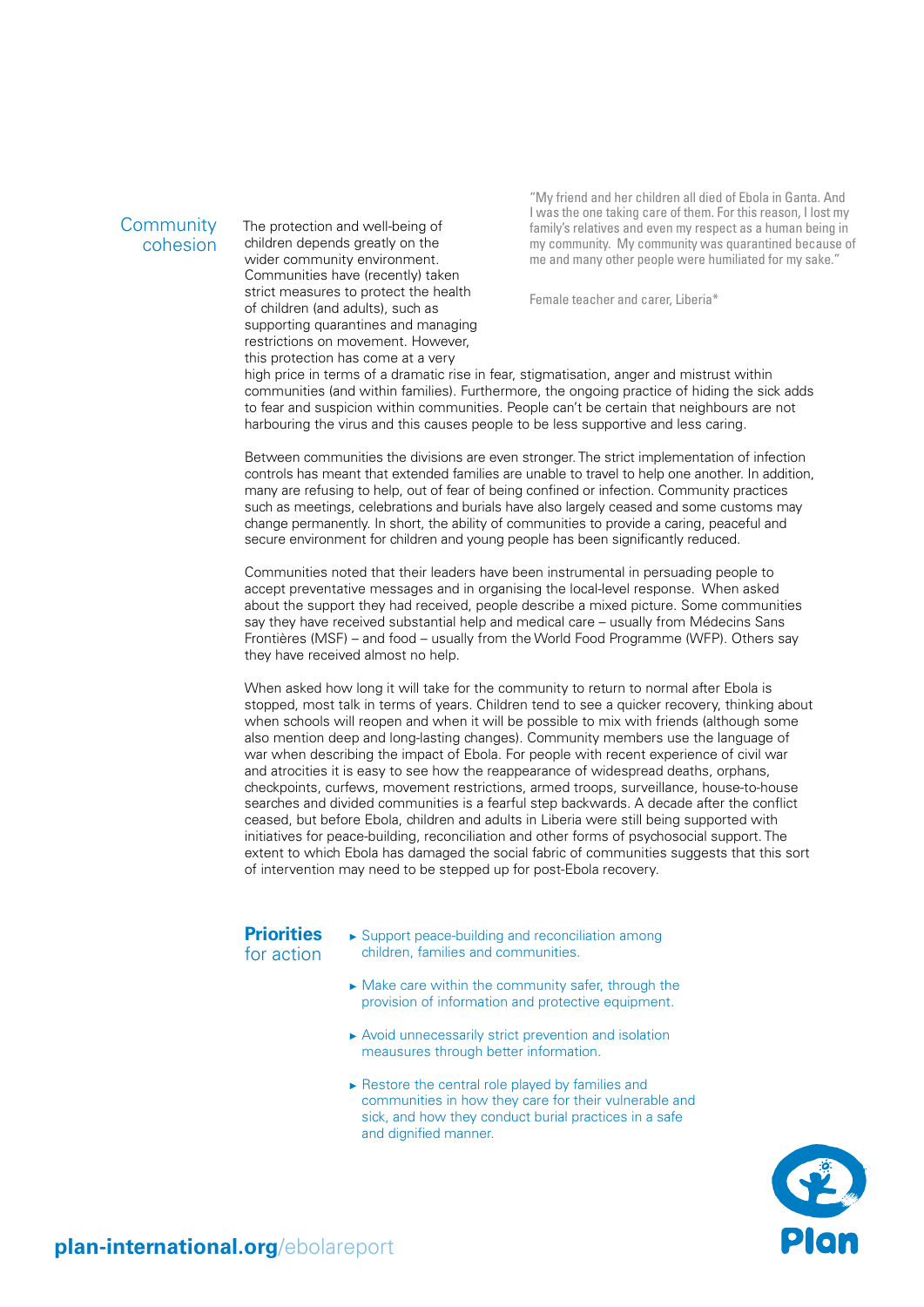## Community cohesion

> "My friend and her children all died of Ebola in Ganta. And I was the one taking care of them. For this reason, I lost my family's relatives and even my respect as a human being in my community. My community was quarantined because of me and many other people were humiliated for my sake."
>
> Female teacher and carer, Liberia*

The protection and well-being of children depends greatly on the wider community environment. Communities have (recently) taken strict measures to protect the health of children (and adults), such as supporting quarantines and managing restrictions on movement. However, this protection has come at a very high price in terms of a dramatic rise in fear, stigmatisation, anger and mistrust within communities (and within families). Furthermore, the ongoing practice of hiding the sick adds to fear and suspicion within communities. People can't be certain that neighbours are not harbouring the virus and this causes people to be less supportive and less caring.

Between communities the divisions are even stronger. The strict implementation of infection controls has meant that extended families are unable to travel to help one another. In addition, many are refusing to help, out of fear of being confined or infection. Community practices such as meetings, celebrations and burials have also largely ceased and some customs may change permanently. In short, the ability of communities to provide a caring, peaceful and secure environment for children and young people has been significantly reduced.

Communities noted that their leaders have been instrumental in persuading people to accept preventative messages and in organising the local-level response. When asked about the support they had received, people describe a mixed picture. Some communities say they have received substantial help and medical care – usually from Médecins Sans Frontières (MSF) – and food – usually from the World Food Programme (WFP). Others say they have received almost no help.

When asked how long it will take for the community to return to normal after Ebola is stopped, most talk in terms of years. Children tend to see a quicker recovery, thinking about when schools will reopen and when it will be possible to mix with friends (although some also mention deep and long-lasting changes). Community members use the language of war when describing the impact of Ebola. For people with recent experience of civil war and atrocities it is easy to see how the reappearance of widespread deaths, orphans, checkpoints, curfews, movement restrictions, armed troops, surveillance, house-to-house searches and divided communities is a fearful step backwards. A decade after the conflict ceased, but before Ebola, children and adults in Liberia were still being supported with initiatives for peace-building, reconciliation and other forms of psychosocial support. The extent to which Ebola has damaged the social fabric of communities suggests that this sort of intervention may need to be stepped up for post-Ebola recovery.

### **Priorities** for action

- Support peace-building and reconciliation among children, families and communities.
- Make care within the community safer, through the provision of information and protective equipment.
- Avoid unnecessarily strict prevention and isolation meausures through better information.
- Restore the central role played by families and communities in how they care for their vulnerable and sick, and how they conduct burial practices in a safe and dignified manner.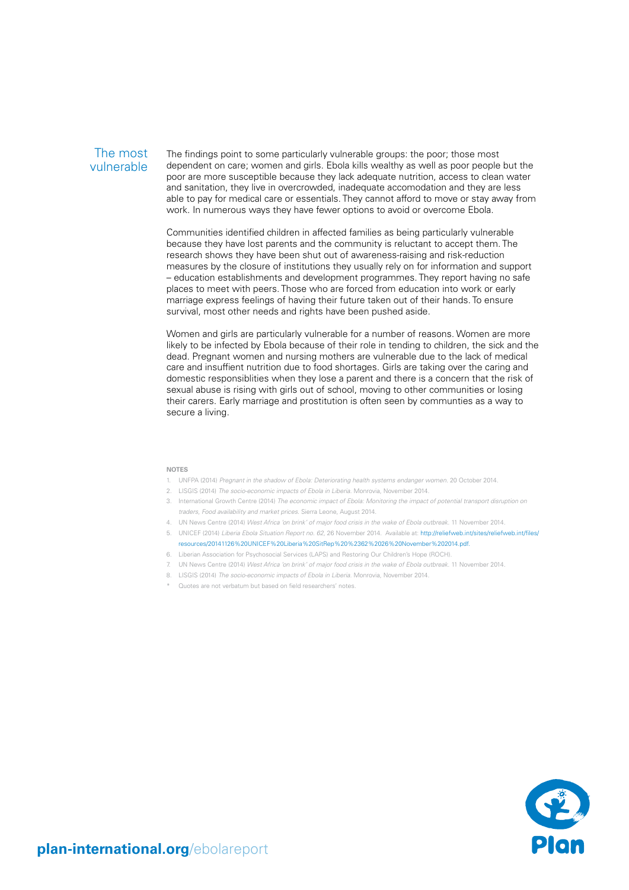## The most vulnerable

The findings point to some particularly vulnerable groups: the poor; those most dependent on care; women and girls. Ebola kills wealthy as well as poor people but the poor are more susceptible because they lack adequate nutrition, access to clean water and sanitation, they live in overcrowded, inadequate accomodation and they are less able to pay for medical care or essentials. They cannot afford to move or stay away from work. In numerous ways they have fewer options to avoid or overcome Ebola.

Communities identified children in affected families as being particularly vulnerable because they have lost parents and the community is reluctant to accept them. The research shows they have been shut out of awareness-raising and risk-reduction measures by the closure of institutions they usually rely on for information and support – education establishments and development programmes. They report having no safe places to meet with peers. Those who are forced from education into work or early marriage express feelings of having their future taken out of their hands. To ensure survival, most other needs and rights have been pushed aside.

Women and girls are particularly vulnerable for a number of reasons. Women are more likely to be infected by Ebola because of their role in tending to children, the sick and the dead. Pregnant women and nursing mothers are vulnerable due to the lack of medical care and insuffient nutrition due to food shortages. Girls are taking over the caring and domestic responsiblities when they lose a parent and there is a concern that the risk of sexual abuse is rising with girls out of school, moving to other communities or losing their carers. Early marriage and prostitution is often seen by communties as a way to secure a living.

**NOTES**

1. UNFPA (2014) *Pregnant in the shadow of Ebola: Deteriorating health systems endanger women.* 20 October 2014.
2. LISGIS (2014) *The socio-economic impacts of Ebola in Liberia.* Monrovia, November 2014.
3. International Growth Centre (2014) *The economic impact of Ebola: Monitoring the impact of potential transport disruption on traders, Food availability and market prices.* Sierra Leone, August 2014.
4. UN News Centre (2014) *West Africa 'on brink' of major food crisis in the wake of Ebola outbreak.* 11 November 2014.
5. UNICEF (2014) *Liberia Ebola Situation Report no. 62*, 26 November 2014. Available at: http://reliefweb.int/sites/reliefweb.int/files/resources/20141126%20UNICEF%20Liberia%20SitRep%20%2362%2026%20November%202014.pdf.
6. Liberian Association for Psychosocial Services (LAPS) and Restoring Our Children's Hope (ROCH).
7. UN News Centre (2014) *West Africa 'on brink' of major food crisis in the wake of Ebola outbreak.* 11 November 2014.
8. LISGIS (2014) *The socio-economic impacts of Ebola in Liberia.* Monrovia, November 2014.

\* Quotes are not verbatim but based on field researchers' notes.

**plan-international.org**/ebolareport